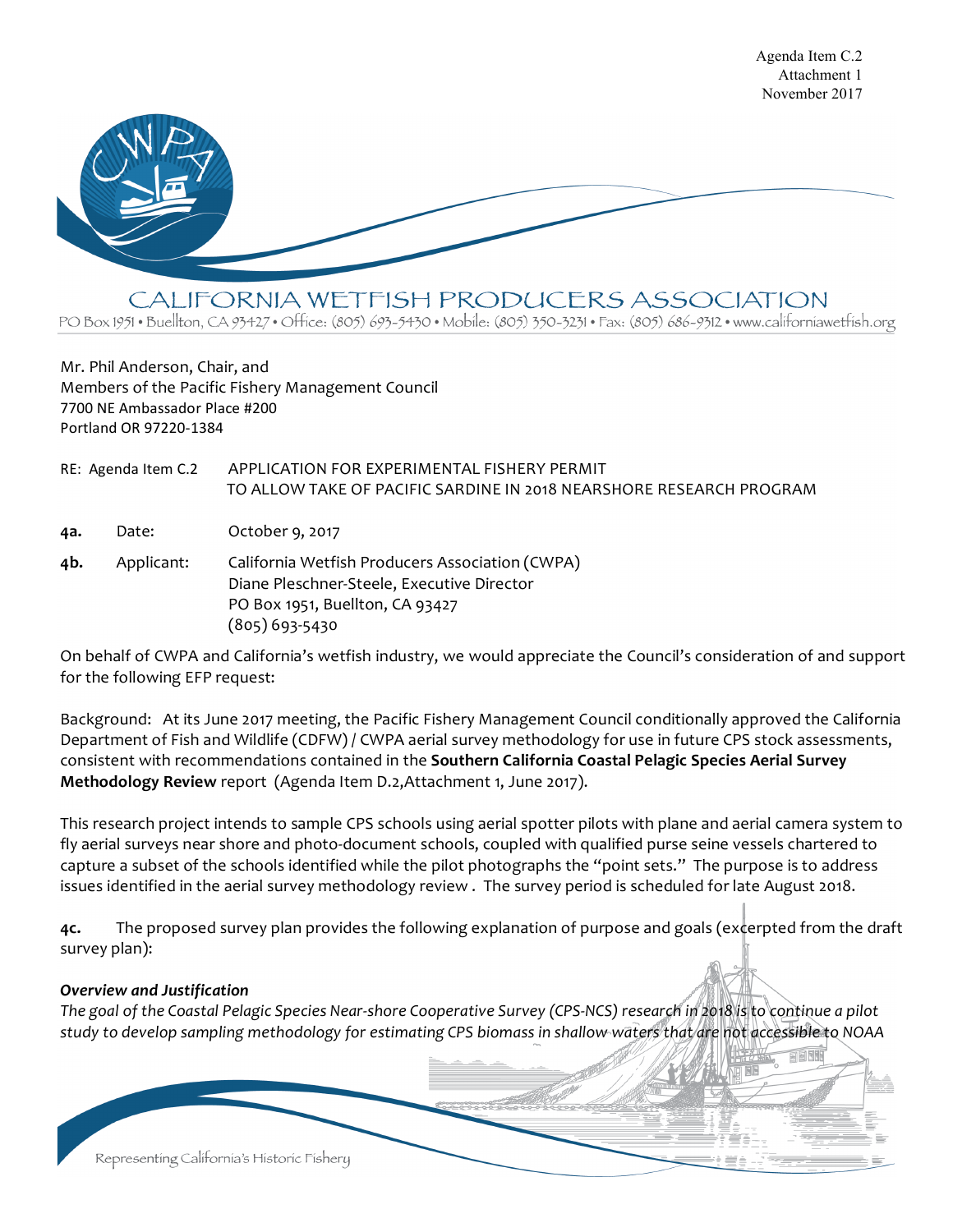Agenda Item C.2
Attachment 1
November 2017

# CALIFORNIA WETFISH PRODUCERS ASSOCIATION

PO Box 1951 • Buellton, CA 93427 • Office: (805) 693-5430 • Mobile: (805) 350-3231 • Fax: (805) 686-9312 • www.californiawetfish.org

Mr. Phil Anderson, Chair, and
Members of the Pacific Fishery Management Council
7700 NE Ambassador Place #200
Portland OR 97220-1384

RE: Agenda Item C.2 APPLICATION FOR EXPERIMENTAL FISHERY PERMIT TO ALLOW TAKE OF PACIFIC SARDINE IN 2018 NEARSHORE RESEARCH PROGRAM

**4a.** Date: October 9, 2017

**4b.** Applicant: California Wetfish Producers Association (CWPA)
Diane Pleschner-Steele, Executive Director
PO Box 1951, Buellton, CA 93427
(805) 693-5430

On behalf of CWPA and California's wetfish industry, we would appreciate the Council's consideration of and support for the following EFP request:

Background: At its June 2017 meeting, the Pacific Fishery Management Council conditionally approved the California Department of Fish and Wildlife (CDFW) / CWPA aerial survey methodology for use in future CPS stock assessments, consistent with recommendations contained in the **Southern California Coastal Pelagic Species Aerial Survey Methodology Review** report (Agenda Item D.2,Attachment 1, June 2017).

This research project intends to sample CPS schools using aerial spotter pilots with plane and aerial camera system to fly aerial surveys near shore and photo-document schools, coupled with qualified purse seine vessels chartered to capture a subset of the schools identified while the pilot photographs the "point sets." The purpose is to address issues identified in the aerial survey methodology review . The survey period is scheduled for late August 2018.

**4c.** The proposed survey plan provides the following explanation of purpose and goals (excerpted from the draft survey plan):

***Overview and Justification***

*The goal of the Coastal Pelagic Species Near-shore Cooperative Survey (CPS-NCS) research in 2018 is to continue a pilot study to develop sampling methodology for estimating CPS biomass in shallow waters that are not accessible to NOAA*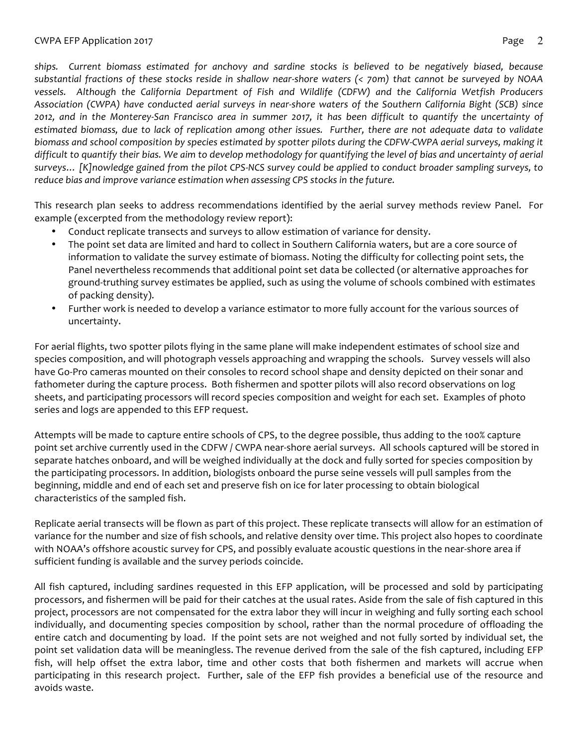*ships. Current biomass estimated for anchovy and sardine stocks is believed to be negatively biased, because substantial fractions of these stocks reside in shallow near-shore waters (< 70m) that cannot be surveyed by NOAA vessels. Although the California Department of Fish and Wildlife (CDFW) and the California Wetfish Producers Association (CWPA) have conducted aerial surveys in near-shore waters of the Southern California Bight (SCB) since 2012, and in the Monterey-San Francisco area in summer 2017, it has been difficult to quantify the uncertainty of estimated biomass, due to lack of replication among other issues. Further, there are not adequate data to validate biomass and school composition by species estimated by spotter pilots during the CDFW-CWPA aerial surveys, making it difficult to quantify their bias. We aim to develop methodology for quantifying the level of bias and uncertainty of aerial surveys… [K]nowledge gained from the pilot CPS-NCS survey could be applied to conduct broader sampling surveys, to reduce bias and improve variance estimation when assessing CPS stocks in the future.*

This research plan seeks to address recommendations identified by the aerial survey methods review Panel. For example (excerpted from the methodology review report):

- Conduct replicate transects and surveys to allow estimation of variance for density.
- The point set data are limited and hard to collect in Southern California waters, but are a core source of information to validate the survey estimate of biomass. Noting the difficulty for collecting point sets, the Panel nevertheless recommends that additional point set data be collected (or alternative approaches for ground-truthing survey estimates be applied, such as using the volume of schools combined with estimates of packing density).
- Further work is needed to develop a variance estimator to more fully account for the various sources of uncertainty.

For aerial flights, two spotter pilots flying in the same plane will make independent estimates of school size and species composition, and will photograph vessels approaching and wrapping the schools. Survey vessels will also have Go-Pro cameras mounted on their consoles to record school shape and density depicted on their sonar and fathometer during the capture process. Both fishermen and spotter pilots will also record observations on log sheets, and participating processors will record species composition and weight for each set. Examples of photo series and logs are appended to this EFP request.

Attempts will be made to capture entire schools of CPS, to the degree possible, thus adding to the 100% capture point set archive currently used in the CDFW / CWPA near-shore aerial surveys. All schools captured will be stored in separate hatches onboard, and will be weighed individually at the dock and fully sorted for species composition by the participating processors. In addition, biologists onboard the purse seine vessels will pull samples from the beginning, middle and end of each set and preserve fish on ice for later processing to obtain biological characteristics of the sampled fish.

Replicate aerial transects will be flown as part of this project. These replicate transects will allow for an estimation of variance for the number and size of fish schools, and relative density over time. This project also hopes to coordinate with NOAA's offshore acoustic survey for CPS, and possibly evaluate acoustic questions in the near-shore area if sufficient funding is available and the survey periods coincide.

All fish captured, including sardines requested in this EFP application, will be processed and sold by participating processors, and fishermen will be paid for their catches at the usual rates. Aside from the sale of fish captured in this project, processors are not compensated for the extra labor they will incur in weighing and fully sorting each school individually, and documenting species composition by school, rather than the normal procedure of offloading the entire catch and documenting by load. If the point sets are not weighed and not fully sorted by individual set, the point set validation data will be meaningless. The revenue derived from the sale of the fish captured, including EFP fish, will help offset the extra labor, time and other costs that both fishermen and markets will accrue when participating in this research project. Further, sale of the EFP fish provides a beneficial use of the resource and avoids waste.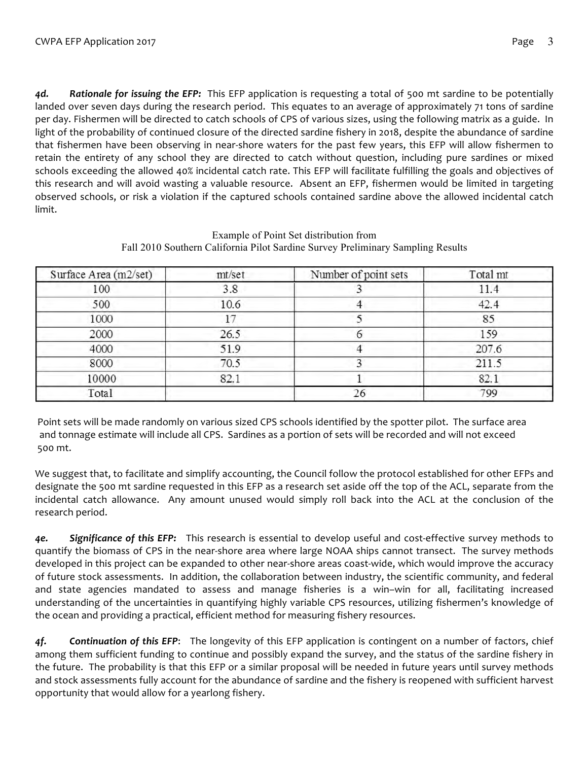***4d. Rationale for issuing the EFP:*** This EFP application is requesting a total of 500 mt sardine to be potentially landed over seven days during the research period. This equates to an average of approximately 71 tons of sardine per day. Fishermen will be directed to catch schools of CPS of various sizes, using the following matrix as a guide. In light of the probability of continued closure of the directed sardine fishery in 2018, despite the abundance of sardine that fishermen have been observing in near-shore waters for the past few years, this EFP will allow fishermen to retain the entirety of any school they are directed to catch without question, including pure sardines or mixed schools exceeding the allowed 40% incidental catch rate. This EFP will facilitate fulfilling the goals and objectives of this research and will avoid wasting a valuable resource. Absent an EFP, fishermen would be limited in targeting observed schools, or risk a violation if the captured schools contained sardine above the allowed incidental catch limit.

Example of Point Set distribution from
Fall 2010 Southern California Pilot Sardine Survey Preliminary Sampling Results

| Surface Area (m2/set) | mt/set | Number of point sets | Total mt |
|---|---|---|---|
| 100 | 3.8 | 3 | 11.4 |
| 500 | 10.6 | 4 | 42.4 |
| 1000 | 17 | 5 | 85 |
| 2000 | 26.5 | 6 | 159 |
| 4000 | 51.9 | 4 | 207.6 |
| 8000 | 70.5 | 3 | 211.5 |
| 10000 | 82.1 | 1 | 82.1 |
| Total | | 26 | 799 |

Point sets will be made randomly on various sized CPS schools identified by the spotter pilot. The surface area and tonnage estimate will include all CPS. Sardines as a portion of sets will be recorded and will not exceed 500 mt.

We suggest that, to facilitate and simplify accounting, the Council follow the protocol established for other EFPs and designate the 500 mt sardine requested in this EFP as a research set aside off the top of the ACL, separate from the incidental catch allowance. Any amount unused would simply roll back into the ACL at the conclusion of the research period.

***4e. Significance of this EFP:*** This research is essential to develop useful and cost-effective survey methods to quantify the biomass of CPS in the near-shore area where large NOAA ships cannot transect. The survey methods developed in this project can be expanded to other near-shore areas coast-wide, which would improve the accuracy of future stock assessments. In addition, the collaboration between industry, the scientific community, and federal and state agencies mandated to assess and manage fisheries is a win–win for all, facilitating increased understanding of the uncertainties in quantifying highly variable CPS resources, utilizing fishermen's knowledge of the ocean and providing a practical, efficient method for measuring fishery resources.

***4f. Continuation of this EFP***: The longevity of this EFP application is contingent on a number of factors, chief among them sufficient funding to continue and possibly expand the survey, and the status of the sardine fishery in the future. The probability is that this EFP or a similar proposal will be needed in future years until survey methods and stock assessments fully account for the abundance of sardine and the fishery is reopened with sufficient harvest opportunity that would allow for a yearlong fishery.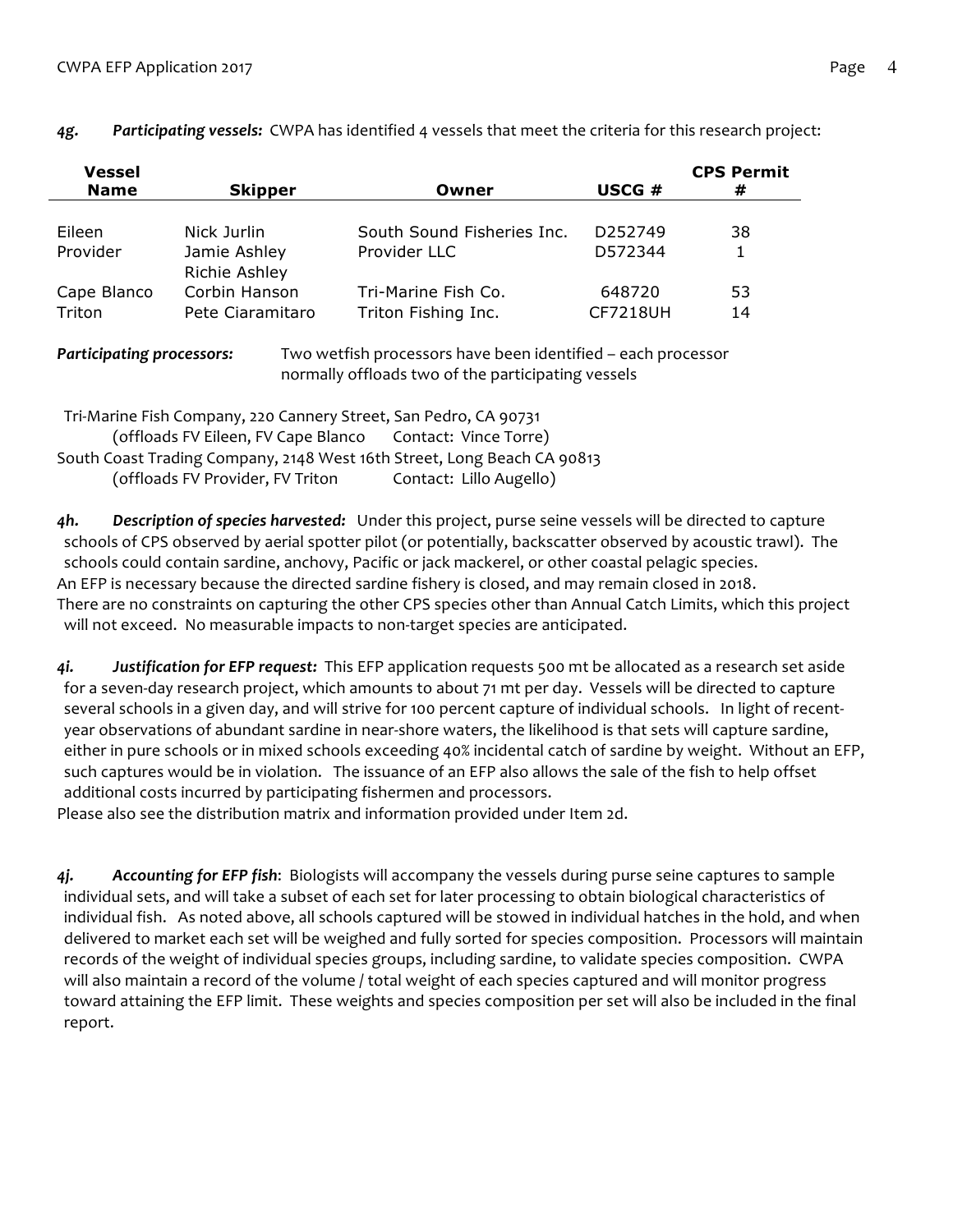*4g.* ***Participating vessels:*** CWPA has identified 4 vessels that meet the criteria for this research project:

| Vessel Name | Skipper | Owner | USCG # | CPS Permit # |
|---|---|---|---|---|
| Eileen | Nick Jurlin | South Sound Fisheries Inc. | D252749 | 38 |
| Provider | Jamie Ashley<br>Richie Ashley | Provider LLC | D572344 | 1 |
| Cape Blanco | Corbin Hanson | Tri-Marine Fish Co. | 648720 | 53 |
| Triton | Pete Ciaramitaro | Triton Fishing Inc. | CF7218UH | 14 |

***Participating processors:*** Two wetfish processors have been identified – each processor normally offloads two of the participating vessels

Tri-Marine Fish Company, 220 Cannery Street, San Pedro, CA 90731
(offloads FV Eileen, FV Cape Blanco Contact: Vince Torre)
South Coast Trading Company, 2148 West 16th Street, Long Beach CA 90813
(offloads FV Provider, FV Triton Contact: Lillo Augello)

*4h.* ***Description of species harvested:*** Under this project, purse seine vessels will be directed to capture schools of CPS observed by aerial spotter pilot (or potentially, backscatter observed by acoustic trawl). The schools could contain sardine, anchovy, Pacific or jack mackerel, or other coastal pelagic species.
An EFP is necessary because the directed sardine fishery is closed, and may remain closed in 2018.
There are no constraints on capturing the other CPS species other than Annual Catch Limits, which this project will not exceed. No measurable impacts to non-target species are anticipated.

*4i.* ***Justification for EFP request:*** This EFP application requests 500 mt be allocated as a research set aside for a seven-day research project, which amounts to about 71 mt per day. Vessels will be directed to capture several schools in a given day, and will strive for 100 percent capture of individual schools. In light of recent-year observations of abundant sardine in near-shore waters, the likelihood is that sets will capture sardine, either in pure schools or in mixed schools exceeding 40% incidental catch of sardine by weight. Without an EFP, such captures would be in violation. The issuance of an EFP also allows the sale of the fish to help offset additional costs incurred by participating fishermen and processors.
Please also see the distribution matrix and information provided under Item 2d.

*4j.* ***Accounting for EFP fish***: Biologists will accompany the vessels during purse seine captures to sample individual sets, and will take a subset of each set for later processing to obtain biological characteristics of individual fish. As noted above, all schools captured will be stowed in individual hatches in the hold, and when delivered to market each set will be weighed and fully sorted for species composition. Processors will maintain records of the weight of individual species groups, including sardine, to validate species composition. CWPA will also maintain a record of the volume / total weight of each species captured and will monitor progress toward attaining the EFP limit. These weights and species composition per set will also be included in the final report.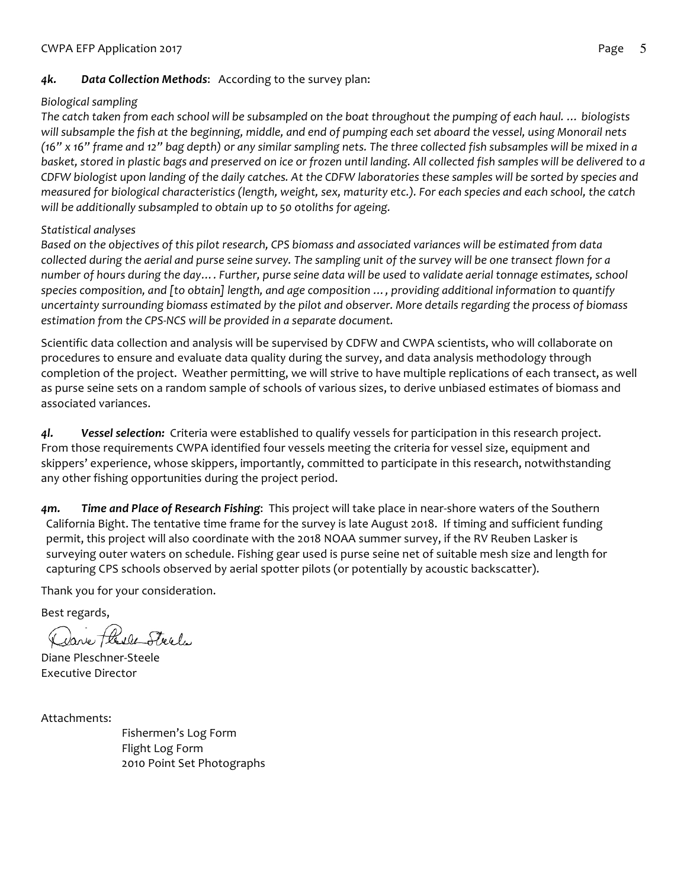***4k. Data Collection Methods***: According to the survey plan:

*Biological sampling*

*The catch taken from each school will be subsampled on the boat throughout the pumping of each haul. … biologists will subsample the fish at the beginning, middle, and end of pumping each set aboard the vessel, using Monorail nets (16" x 16" frame and 12" bag depth) or any similar sampling nets. The three collected fish subsamples will be mixed in a basket, stored in plastic bags and preserved on ice or frozen until landing. All collected fish samples will be delivered to a CDFW biologist upon landing of the daily catches. At the CDFW laboratories these samples will be sorted by species and measured for biological characteristics (length, weight, sex, maturity etc.). For each species and each school, the catch will be additionally subsampled to obtain up to 50 otoliths for ageing.*

*Statistical analyses*

*Based on the objectives of this pilot research, CPS biomass and associated variances will be estimated from data collected during the aerial and purse seine survey. The sampling unit of the survey will be one transect flown for a number of hours during the day… . Further, purse seine data will be used to validate aerial tonnage estimates, school species composition, and [to obtain] length, and age composition … , providing additional information to quantify uncertainty surrounding biomass estimated by the pilot and observer. More details regarding the process of biomass estimation from the CPS-NCS will be provided in a separate document.*

Scientific data collection and analysis will be supervised by CDFW and CWPA scientists, who will collaborate on procedures to ensure and evaluate data quality during the survey, and data analysis methodology through completion of the project. Weather permitting, we will strive to have multiple replications of each transect, as well as purse seine sets on a random sample of schools of various sizes, to derive unbiased estimates of biomass and associated variances.

***4l. Vessel selection:*** Criteria were established to qualify vessels for participation in this research project. From those requirements CWPA identified four vessels meeting the criteria for vessel size, equipment and skippers' experience, whose skippers, importantly, committed to participate in this research, notwithstanding any other fishing opportunities during the project period.

***4m. Time and Place of Research Fishing***: This project will take place in near-shore waters of the Southern California Bight. The tentative time frame for the survey is late August 2018. If timing and sufficient funding permit, this project will also coordinate with the 2018 NOAA summer survey, if the RV Reuben Lasker is surveying outer waters on schedule. Fishing gear used is purse seine net of suitable mesh size and length for capturing CPS schools observed by aerial spotter pilots (or potentially by acoustic backscatter).

Thank you for your consideration.

Best regards,

Diane Pleschner-Steele
Executive Director

Attachments:

Fishermen's Log Form
Flight Log Form
2010 Point Set Photographs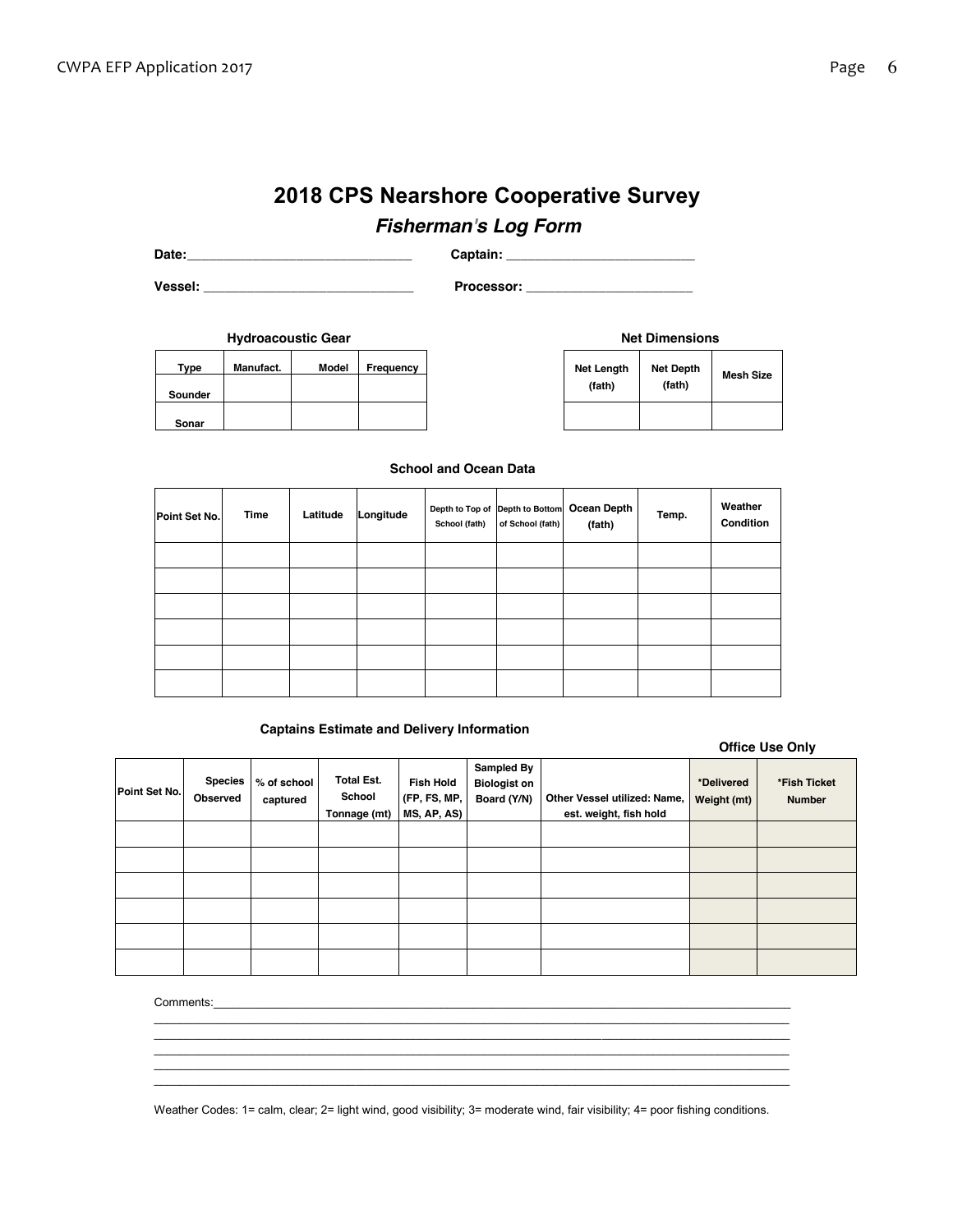# 2018 CPS Nearshore Cooperative Survey

## *Fisherman's Log Form*

**Date:**_______________________________ **Captain:** __________________________

**Vessel:** _____________________________ **Processor:** _______________________

**Hydroacoustic Gear**

| Type | Manufact. | Model | Frequency |
|---|---|---|---|
| Sounder | | | |
| Sonar | | | |

**Net Dimensions**

| Net Length (fath) | Net Depth (fath) | Mesh Size |
|---|---|---|
| | | |

**School and Ocean Data**

| Point Set No. | Time | Latitude | Longitude | Depth to Top of School (fath) | Depth to Bottom of School (fath) | Ocean Depth (fath) | Temp. | Weather Condition |
|---|---|---|---|---|---|---|---|---|
| | | | | | | | | |
| | | | | | | | | |
| | | | | | | | | |
| | | | | | | | | |
| | | | | | | | | |
| | | | | | | | | |

**Captains Estimate and Delivery Information**

**Office Use Only**

| Point Set No. | Species Observed | % of school captured | Total Est. School Tonnage (mt) | Fish Hold (FP, FS, MP, MS, AP, AS) | Sampled By Biologist on Board (Y/N) | Other Vessel utilized: Name, est. weight, fish hold | *Delivered Weight (mt) | *Fish Ticket Number |
|---|---|---|---|---|---|---|---|---|
| | | | | | | | | |
| | | | | | | | | |
| | | | | | | | | |
| | | | | | | | | |
| | | | | | | | | |
| | | | | | | | | |

Comments:______________________________________________________________________________
________________________________________________________________________________________
________________________________________________________________________________________
________________________________________________________________________________________
________________________________________________________________________________________
________________________________________________________________________________________

Weather Codes: 1= calm, clear; 2= light wind, good visibility; 3= moderate wind, fair visibility; 4= poor fishing conditions.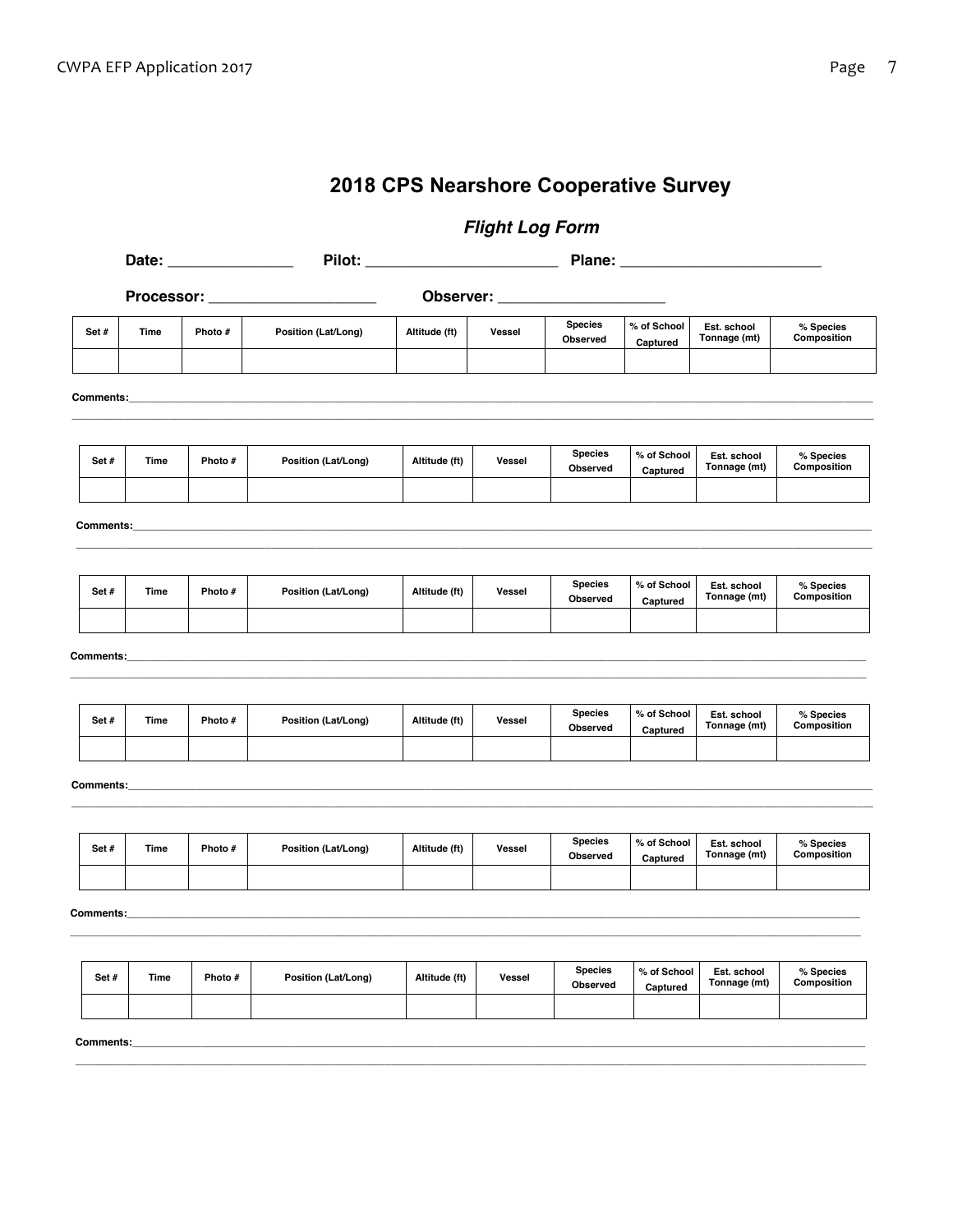# 2018 CPS Nearshore Cooperative Survey

## *Flight Log Form*

**Date:** _______________ **Pilot:** _______________________ **Plane:** _______________________

**Processor:** ____________________ **Observer:** ____________________

| Set # | Time | Photo # | Position (Lat/Long) | Altitude (ft) | Vessel | Species Observed | % of School Captured | Est. school Tonnage (mt) | % Species Composition |
|---|---|---|---|---|---|---|---|---|---|
| | | | | | | | | | |

**Comments:**___________________________________________________________________________

| Set # | Time | Photo # | Position (Lat/Long) | Altitude (ft) | Vessel | Species Observed | % of School Captured | Est. school Tonnage (mt) | % Species Composition |
|---|---|---|---|---|---|---|---|---|---|
| | | | | | | | | | |

**Comments:**___________________________________________________________________________

| Set # | Time | Photo # | Position (Lat/Long) | Altitude (ft) | Vessel | Species Observed | % of School Captured | Est. school Tonnage (mt) | % Species Composition |
|---|---|---|---|---|---|---|---|---|---|
| | | | | | | | | | |

**Comments:**___________________________________________________________________________

| Set # | Time | Photo # | Position (Lat/Long) | Altitude (ft) | Vessel | Species Observed | % of School Captured | Est. school Tonnage (mt) | % Species Composition |
|---|---|---|---|---|---|---|---|---|---|
| | | | | | | | | | |

**Comments:**___________________________________________________________________________

| Set # | Time | Photo # | Position (Lat/Long) | Altitude (ft) | Vessel | Species Observed | % of School Captured | Est. school Tonnage (mt) | % Species Composition |
|---|---|---|---|---|---|---|---|---|---|
| | | | | | | | | | |

**Comments:**___________________________________________________________________________

| Set # | Time | Photo # | Position (Lat/Long) | Altitude (ft) | Vessel | Species Observed | % of School Captured | Est. school Tonnage (mt) | % Species Composition |
|---|---|---|---|---|---|---|---|---|---|
| | | | | | | | | | |

**Comments:**___________________________________________________________________________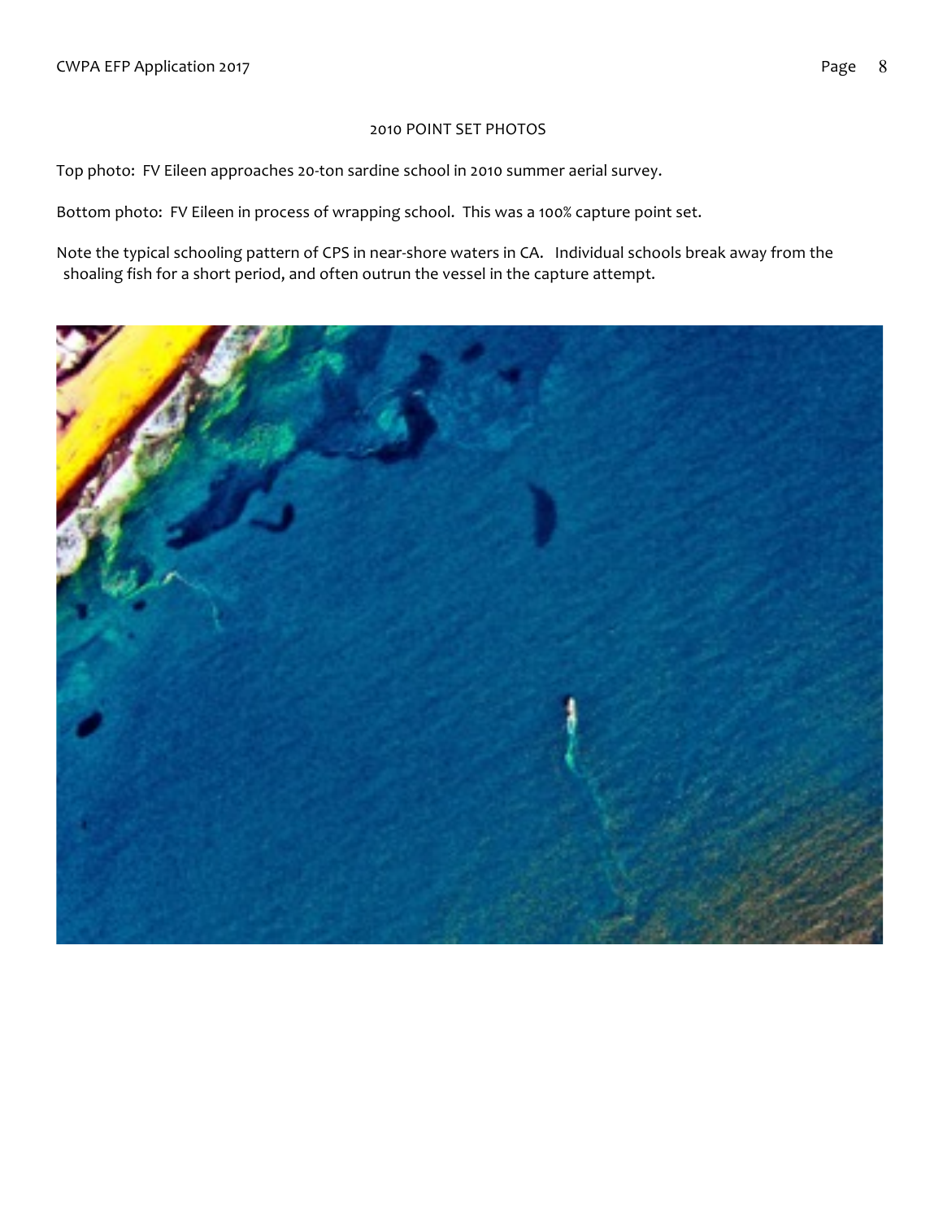2010 POINT SET PHOTOS

Top photo: FV Eileen approaches 20-ton sardine school in 2010 summer aerial survey.

Bottom photo: FV Eileen in process of wrapping school. This was a 100% capture point set.

Note the typical schooling pattern of CPS in near-shore waters in CA. Individual schools break away from the shoaling fish for a short period, and often outrun the vessel in the capture attempt.